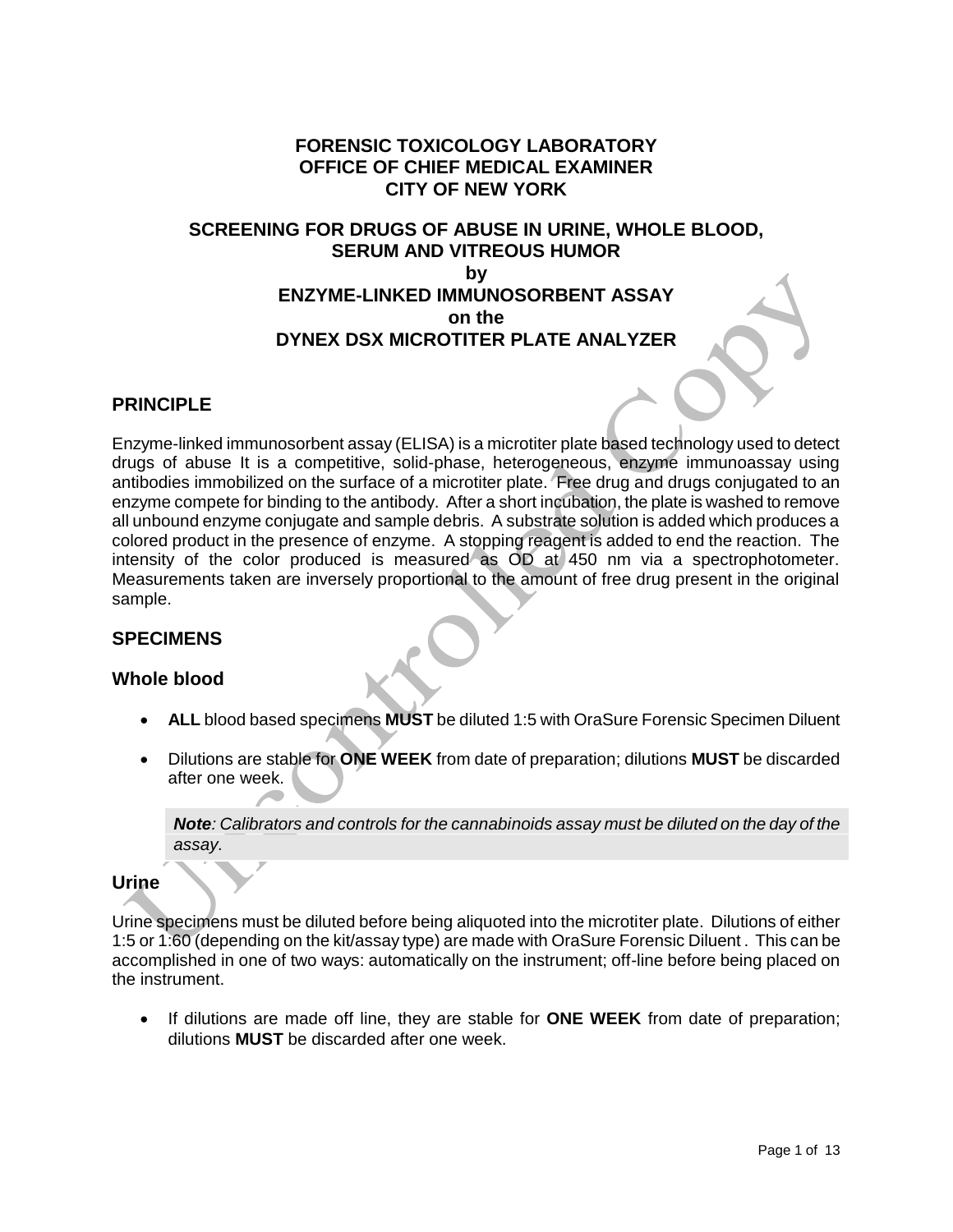**FORENSIC TOXICOLOGY LABORATORY**
**OFFICE OF CHIEF MEDICAL EXAMINER**
**CITY OF NEW YORK**

# SCREENING FOR DRUGS OF ABUSE IN URINE, WHOLE BLOOD, SERUM AND VITREOUS HUMOR by ENZYME-LINKED IMMUNOSORBENT ASSAY on the DYNEX DSX MICROTITER PLATE ANALYZER

## PRINCIPLE

Enzyme-linked immunosorbent assay (ELISA) is a microtiter plate based technology used to detect drugs of abuse It is a competitive, solid-phase, heterogeneous, enzyme immunoassay using antibodies immobilized on the surface of a microtiter plate. Free drug and drugs conjugated to an enzyme compete for binding to the antibody. After a short incubation, the plate is washed to remove all unbound enzyme conjugate and sample debris. A substrate solution is added which produces a colored product in the presence of enzyme. A stopping reagent is added to end the reaction. The intensity of the color produced is measured as OD at 450 nm via a spectrophotometer. Measurements taken are inversely proportional to the amount of free drug present in the original sample.

## SPECIMENS

### Whole blood

- **ALL** blood based specimens **MUST** be diluted 1:5 with OraSure Forensic Specimen Diluent
- Dilutions are stable for **ONE WEEK** from date of preparation; dilutions **MUST** be discarded after one week.

> ***Note**: Calibrators and controls for the cannabinoids assay must be diluted on the day of the assay.*

### Urine

Urine specimens must be diluted before being aliquoted into the microtiter plate. Dilutions of either 1:5 or 1:60 (depending on the kit/assay type) are made with OraSure Forensic Diluent . This can be accomplished in one of two ways: automatically on the instrument; off-line before being placed on the instrument.

- If dilutions are made off line, they are stable for **ONE WEEK** from date of preparation; dilutions **MUST** be discarded after one week.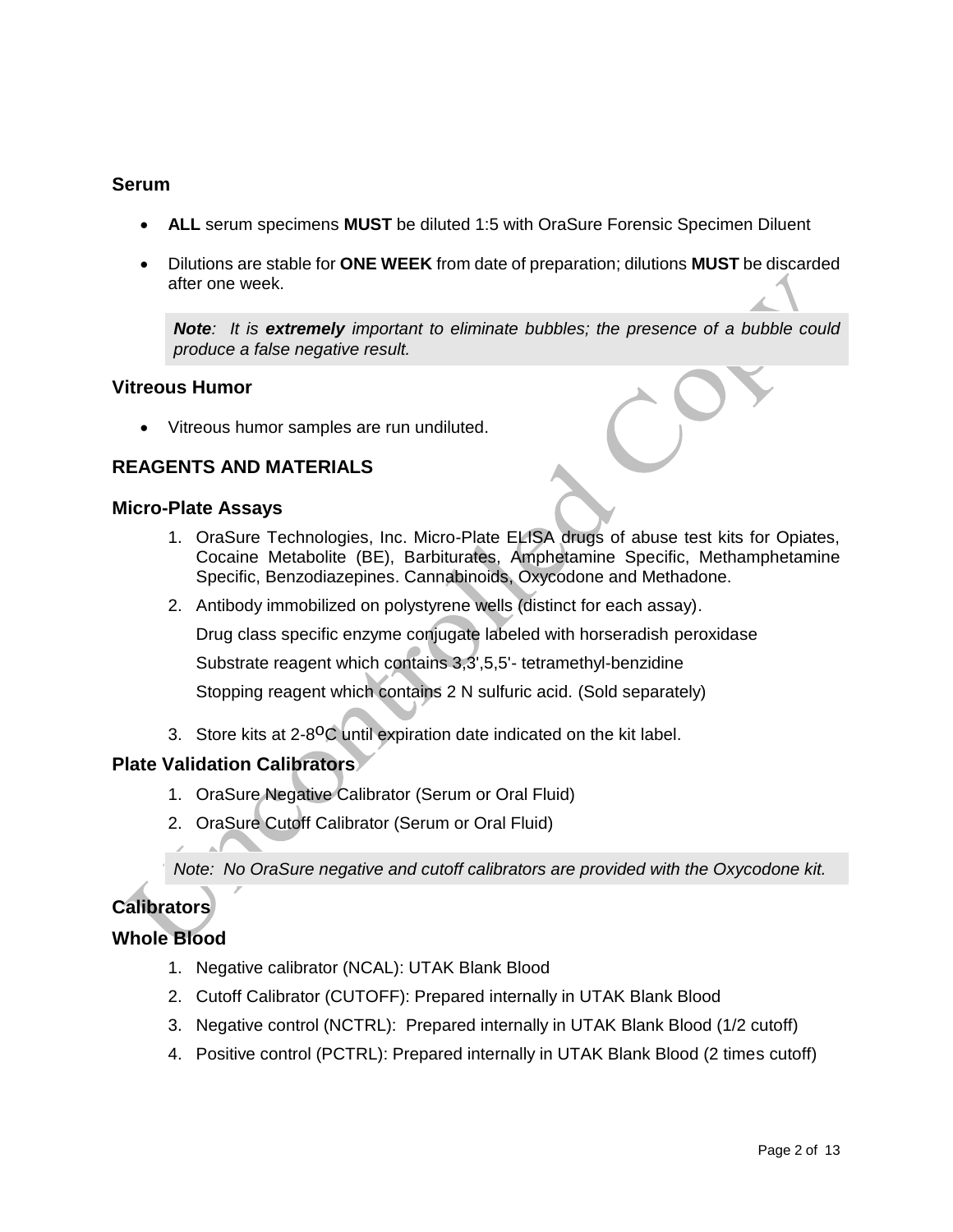### Serum

- **ALL** serum specimens **MUST** be diluted 1:5 with OraSure Forensic Specimen Diluent
- Dilutions are stable for **ONE WEEK** from date of preparation; dilutions **MUST** be discarded after one week.

> ***Note***: *It is **extremely** important to eliminate bubbles; the presence of a bubble could produce a false negative result.*

### Vitreous Humor

- Vitreous humor samples are run undiluted.

## REAGENTS AND MATERIALS

### Micro-Plate Assays

1. OraSure Technologies, Inc. Micro-Plate ELISA drugs of abuse test kits for Opiates, Cocaine Metabolite (BE), Barbiturates, Amphetamine Specific, Methamphetamine Specific, Benzodiazepines. Cannabinoids, Oxycodone and Methadone.
2. Antibody immobilized on polystyrene wells (distinct for each assay).

   Drug class specific enzyme conjugate labeled with horseradish peroxidase

   Substrate reagent which contains 3,3',5,5'- tetramethyl-benzidine

   Stopping reagent which contains 2 N sulfuric acid. (Sold separately)

3. Store kits at 2-8$^{o}$C until expiration date indicated on the kit label.

### Plate Validation Calibrators

1. OraSure Negative Calibrator (Serum or Oral Fluid)
2. OraSure Cutoff Calibrator (Serum or Oral Fluid)

> *Note: No OraSure negative and cutoff calibrators are provided with the Oxycodone kit.*

### Calibrators

### Whole Blood

1. Negative calibrator (NCAL): UTAK Blank Blood
2. Cutoff Calibrator (CUTOFF): Prepared internally in UTAK Blank Blood
3. Negative control (NCTRL): Prepared internally in UTAK Blank Blood (1/2 cutoff)
4. Positive control (PCTRL): Prepared internally in UTAK Blank Blood (2 times cutoff)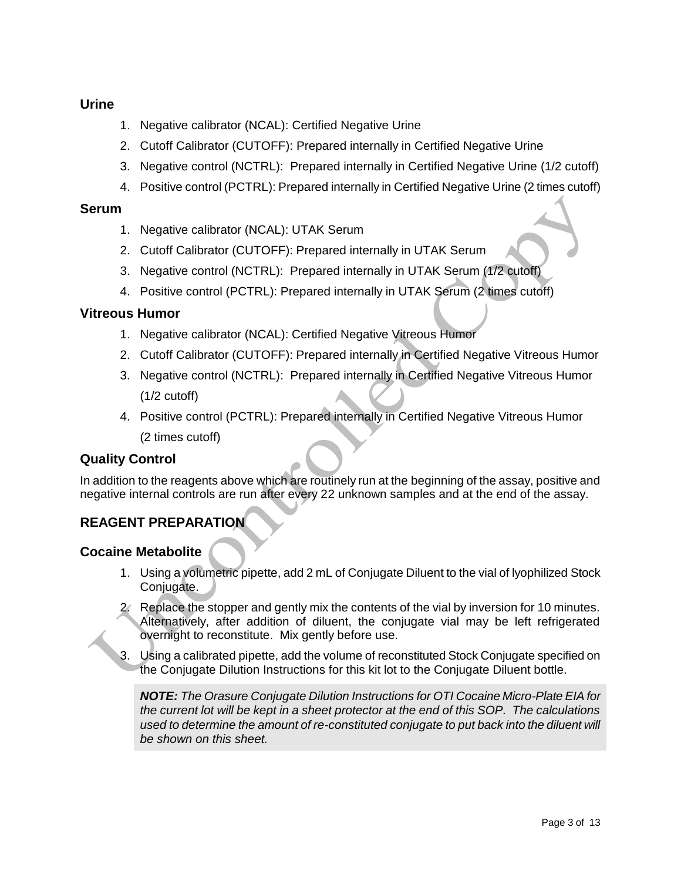### Urine

1. Negative calibrator (NCAL): Certified Negative Urine
2. Cutoff Calibrator (CUTOFF): Prepared internally in Certified Negative Urine
3. Negative control (NCTRL): Prepared internally in Certified Negative Urine (1/2 cutoff)
4. Positive control (PCTRL): Prepared internally in Certified Negative Urine (2 times cutoff)

### Serum

1. Negative calibrator (NCAL): UTAK Serum
2. Cutoff Calibrator (CUTOFF): Prepared internally in UTAK Serum
3. Negative control (NCTRL): Prepared internally in UTAK Serum (1/2 cutoff)
4. Positive control (PCTRL): Prepared internally in UTAK Serum (2 times cutoff)

### Vitreous Humor

1. Negative calibrator (NCAL): Certified Negative Vitreous Humor
2. Cutoff Calibrator (CUTOFF): Prepared internally in Certified Negative Vitreous Humor
3. Negative control (NCTRL): Prepared internally in Certified Negative Vitreous Humor (1/2 cutoff)
4. Positive control (PCTRL): Prepared internally in Certified Negative Vitreous Humor (2 times cutoff)

### Quality Control

In addition to the reagents above which are routinely run at the beginning of the assay, positive and negative internal controls are run after every 22 unknown samples and at the end of the assay.

## REAGENT PREPARATION

### Cocaine Metabolite

1. Using a volumetric pipette, add 2 mL of Conjugate Diluent to the vial of lyophilized Stock Conjugate.
2. Replace the stopper and gently mix the contents of the vial by inversion for 10 minutes. Alternatively, after addition of diluent, the conjugate vial may be left refrigerated overnight to reconstitute. Mix gently before use.
3. Using a calibrated pipette, add the volume of reconstituted Stock Conjugate specified on the Conjugate Dilution Instructions for this kit lot to the Conjugate Diluent bottle.

> ***NOTE:*** *The Orasure Conjugate Dilution Instructions for OTI Cocaine Micro-Plate EIA for the current lot will be kept in a sheet protector at the end of this SOP. The calculations used to determine the amount of re-constituted conjugate to put back into the diluent will be shown on this sheet.*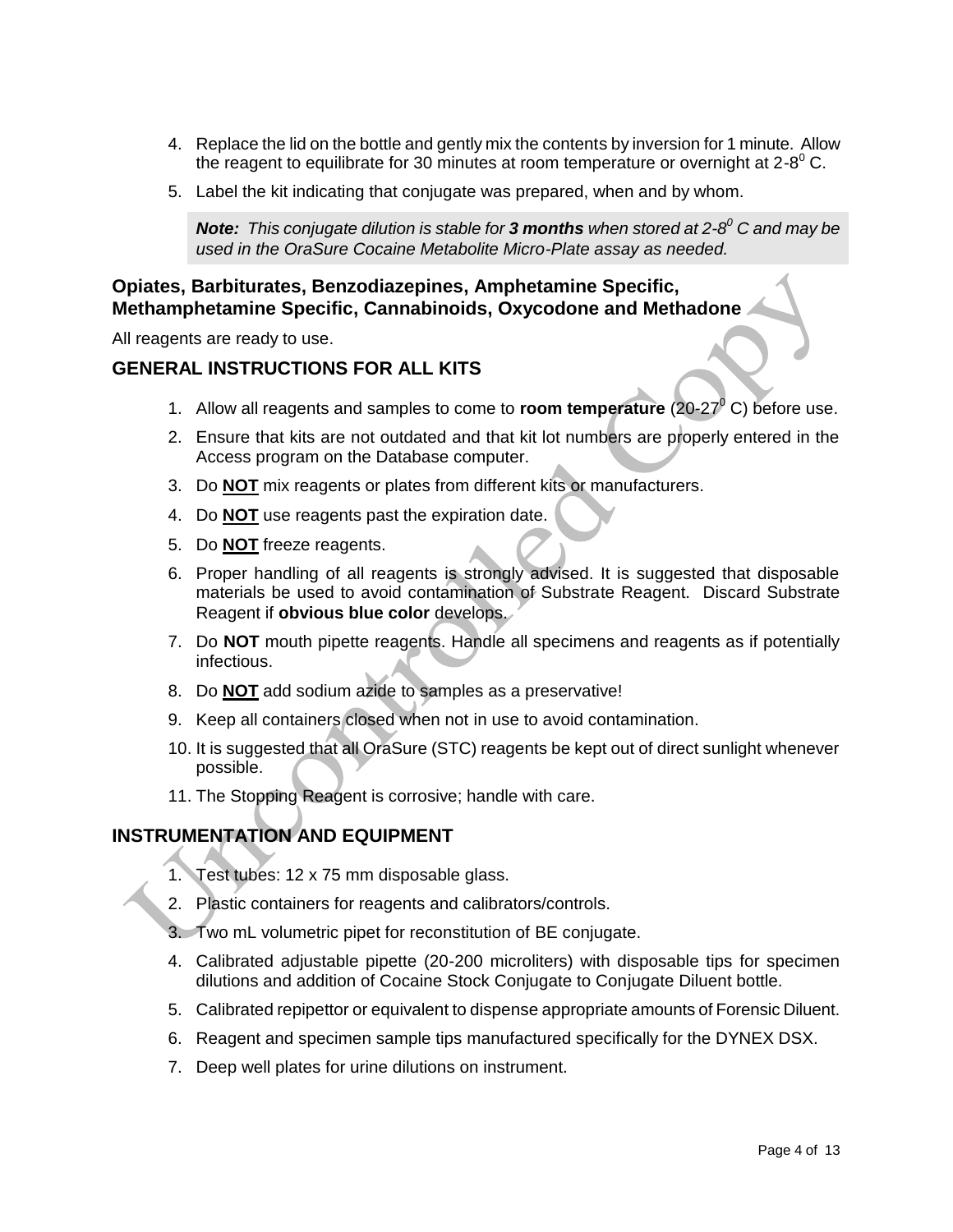4. Replace the lid on the bottle and gently mix the contents by inversion for 1 minute. Allow the reagent to equilibrate for 30 minutes at room temperature or overnight at 2-8$^0$ C.
5. Label the kit indicating that conjugate was prepared, when and by whom.

> ***Note:*** *This conjugate dilution is stable for **3 months** when stored at 2-8$^0$ C and may be used in the OraSure Cocaine Metabolite Micro-Plate assay as needed.*

### Opiates, Barbiturates, Benzodiazepines, Amphetamine Specific, Methamphetamine Specific, Cannabinoids, Oxycodone and Methadone

All reagents are ready to use.

## GENERAL INSTRUCTIONS FOR ALL KITS

1. Allow all reagents and samples to come to **room temperature** (20-27$^0$ C) before use.
2. Ensure that kits are not outdated and that kit lot numbers are properly entered in the Access program on the Database computer.
3. Do **NOT** mix reagents or plates from different kits or manufacturers.
4. Do **NOT** use reagents past the expiration date.
5. Do **NOT** freeze reagents.
6. Proper handling of all reagents is strongly advised. It is suggested that disposable materials be used to avoid contamination of Substrate Reagent. Discard Substrate Reagent if **obvious blue color** develops.
7. Do **NOT** mouth pipette reagents. Handle all specimens and reagents as if potentially infectious.
8. Do **NOT** add sodium azide to samples as a preservative!
9. Keep all containers closed when not in use to avoid contamination.
10. It is suggested that all OraSure (STC) reagents be kept out of direct sunlight whenever possible.
11. The Stopping Reagent is corrosive; handle with care.

## INSTRUMENTATION AND EQUIPMENT

1. Test tubes: 12 x 75 mm disposable glass.
2. Plastic containers for reagents and calibrators/controls.
3. Two mL volumetric pipet for reconstitution of BE conjugate.
4. Calibrated adjustable pipette (20-200 microliters) with disposable tips for specimen dilutions and addition of Cocaine Stock Conjugate to Conjugate Diluent bottle.
5. Calibrated repipettor or equivalent to dispense appropriate amounts of Forensic Diluent.
6. Reagent and specimen sample tips manufactured specifically for the DYNEX DSX.
7. Deep well plates for urine dilutions on instrument.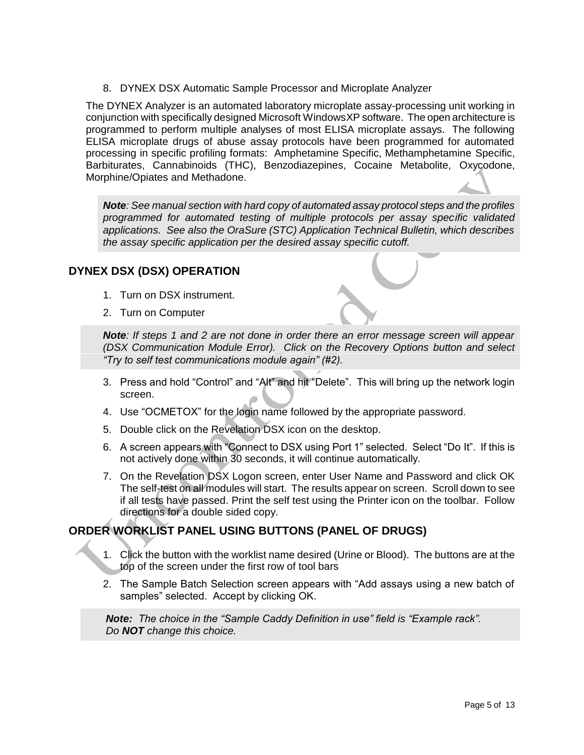8. DYNEX DSX Automatic Sample Processor and Microplate Analyzer

The DYNEX Analyzer is an automated laboratory microplate assay-processing unit working in conjunction with specifically designed Microsoft WindowsXP software. The open architecture is programmed to perform multiple analyses of most ELISA microplate assays. The following ELISA microplate drugs of abuse assay protocols have been programmed for automated processing in specific profiling formats: Amphetamine Specific, Methamphetamine Specific, Barbiturates, Cannabinoids (THC), Benzodiazepines, Cocaine Metabolite, Oxycodone, Morphine/Opiates and Methadone.

> ***Note**: See manual section with hard copy of automated assay protocol steps and the profiles programmed for automated testing of multiple protocols per assay specific validated applications. See also the OraSure (STC) Application Technical Bulletin, which describes the assay specific application per the desired assay specific cutoff.*

## DYNEX DSX (DSX) OPERATION

1. Turn on DSX instrument.
2. Turn on Computer

> ***Note**: If steps 1 and 2 are not done in order there an error message screen will appear (DSX Communication Module Error). Click on the Recovery Options button and select "Try to self test communications module again" (#2).*

3. Press and hold "Control" and "Alt" and hit "Delete". This will bring up the network login screen.
4. Use "OCMETOX" for the login name followed by the appropriate password.
5. Double click on the Revelation DSX icon on the desktop.
6. A screen appears with "Connect to DSX using Port 1" selected. Select "Do It". If this is not actively done within 30 seconds, it will continue automatically.
7. On the Revelation DSX Logon screen, enter User Name and Password and click OK The self-test on all modules will start. The results appear on screen. Scroll down to see if all tests have passed. Print the self test using the Printer icon on the toolbar. Follow directions for a double sided copy.

## ORDER WORKLIST PANEL USING BUTTONS (PANEL OF DRUGS)

1. Click the button with the worklist name desired (Urine or Blood). The buttons are at the top of the screen under the first row of tool bars
2. The Sample Batch Selection screen appears with "Add assays using a new batch of samples" selected. Accept by clicking OK.

> ***Note:** The choice in the "Sample Caddy Definition in use" field is "Example rack".*
> *Do **NOT** change this choice.*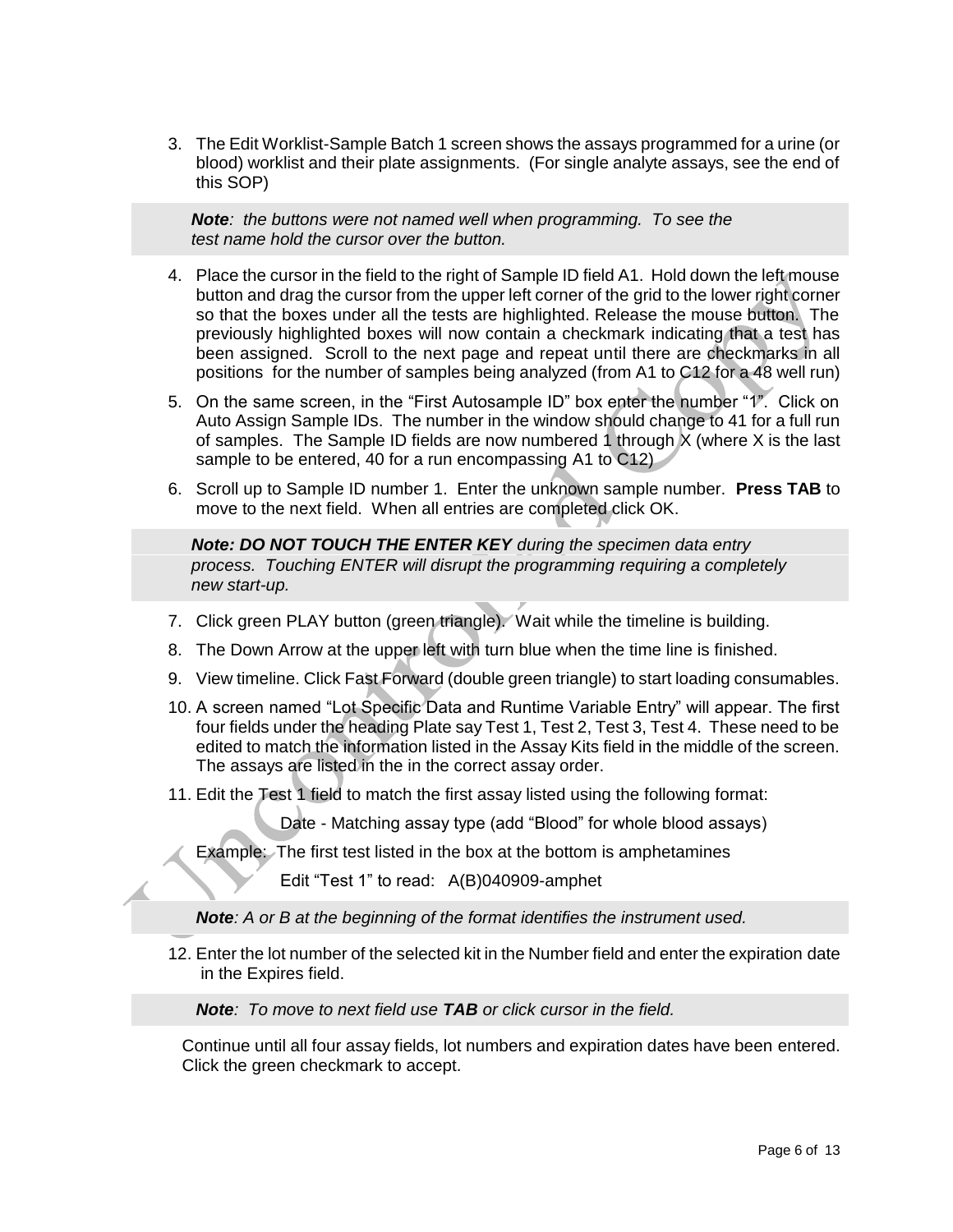3. The Edit Worklist-Sample Batch 1 screen shows the assays programmed for a urine (or blood) worklist and their plate assignments. (For single analyte assays, see the end of this SOP)

> ***Note****: the buttons were not named well when programming. To see the test name hold the cursor over the button.*

4. Place the cursor in the field to the right of Sample ID field A1. Hold down the left mouse button and drag the cursor from the upper left corner of the grid to the lower right corner so that the boxes under all the tests are highlighted. Release the mouse button. The previously highlighted boxes will now contain a checkmark indicating that a test has been assigned. Scroll to the next page and repeat until there are checkmarks in all positions for the number of samples being analyzed (from A1 to C12 for a 48 well run)
5. On the same screen, in the "First Autosample ID" box enter the number "1". Click on Auto Assign Sample IDs. The number in the window should change to 41 for a full run of samples. The Sample ID fields are now numbered 1 through X (where X is the last sample to be entered, 40 for a run encompassing A1 to C12)
6. Scroll up to Sample ID number 1. Enter the unknown sample number. **Press TAB** to move to the next field. When all entries are completed click OK.

> ***Note: DO NOT TOUCH THE ENTER KEY*** *during the specimen data entry process. Touching ENTER will disrupt the programming requiring a completely new start-up.*

7. Click green PLAY button (green triangle). Wait while the timeline is building.
8. The Down Arrow at the upper left with turn blue when the time line is finished.
9. View timeline. Click Fast Forward (double green triangle) to start loading consumables.
10. A screen named "Lot Specific Data and Runtime Variable Entry" will appear. The first four fields under the heading Plate say Test 1, Test 2, Test 3, Test 4. These need to be edited to match the information listed in the Assay Kits field in the middle of the screen. The assays are listed in the in the correct assay order.
11. Edit the Test 1 field to match the first assay listed using the following format:

    Date - Matching assay type (add "Blood" for whole blood assays)

    Example: The first test listed in the box at the bottom is amphetamines

    Edit "Test 1" to read: A(B)040909-amphet

> ***Note****: A or B at the beginning of the format identifies the instrument used.*

12. Enter the lot number of the selected kit in the Number field and enter the expiration date in the Expires field.

> ***Note****: To move to next field use* ***TAB*** *or click cursor in the field.*

Continue until all four assay fields, lot numbers and expiration dates have been entered. Click the green checkmark to accept.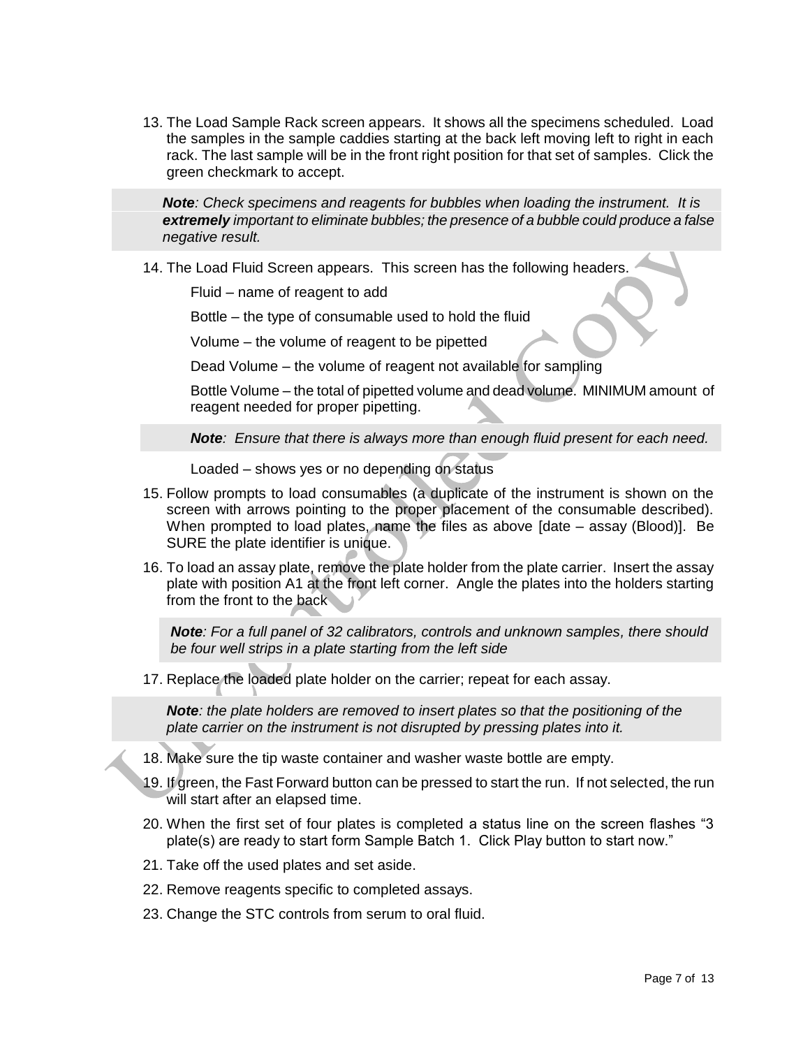13. The Load Sample Rack screen appears. It shows all the specimens scheduled. Load the samples in the sample caddies starting at the back left moving left to right in each rack. The last sample will be in the front right position for that set of samples. Click the green checkmark to accept.

> ***Note**: Check specimens and reagents for bubbles when loading the instrument. It is **extremely** important to eliminate bubbles; the presence of a bubble could produce a false negative result.*

14. The Load Fluid Screen appears. This screen has the following headers.

    Fluid – name of reagent to add

    Bottle – the type of consumable used to hold the fluid

    Volume – the volume of reagent to be pipetted

    Dead Volume – the volume of reagent not available for sampling

    Bottle Volume – the total of pipetted volume and dead volume. MINIMUM amount of reagent needed for proper pipetting.

    > ***Note**: Ensure that there is always more than enough fluid present for each need.*

    Loaded – shows yes or no depending on status

15. Follow prompts to load consumables (a duplicate of the instrument is shown on the screen with arrows pointing to the proper placement of the consumable described). When prompted to load plates, name the files as above [date – assay (Blood)]. Be SURE the plate identifier is unique.
16. To load an assay plate, remove the plate holder from the plate carrier. Insert the assay plate with position A1 at the front left corner. Angle the plates into the holders starting from the front to the back

    > ***Note**: For a full panel of 32 calibrators, controls and unknown samples, there should be four well strips in a plate starting from the left side*

17. Replace the loaded plate holder on the carrier; repeat for each assay.

> ***Note**: the plate holders are removed to insert plates so that the positioning of the plate carrier on the instrument is not disrupted by pressing plates into it.*

18. Make sure the tip waste container and washer waste bottle are empty.
19. If green, the Fast Forward button can be pressed to start the run. If not selected, the run will start after an elapsed time.
20. When the first set of four plates is completed a status line on the screen flashes "3 plate(s) are ready to start form Sample Batch 1. Click Play button to start now."
21. Take off the used plates and set aside.
22. Remove reagents specific to completed assays.
23. Change the STC controls from serum to oral fluid.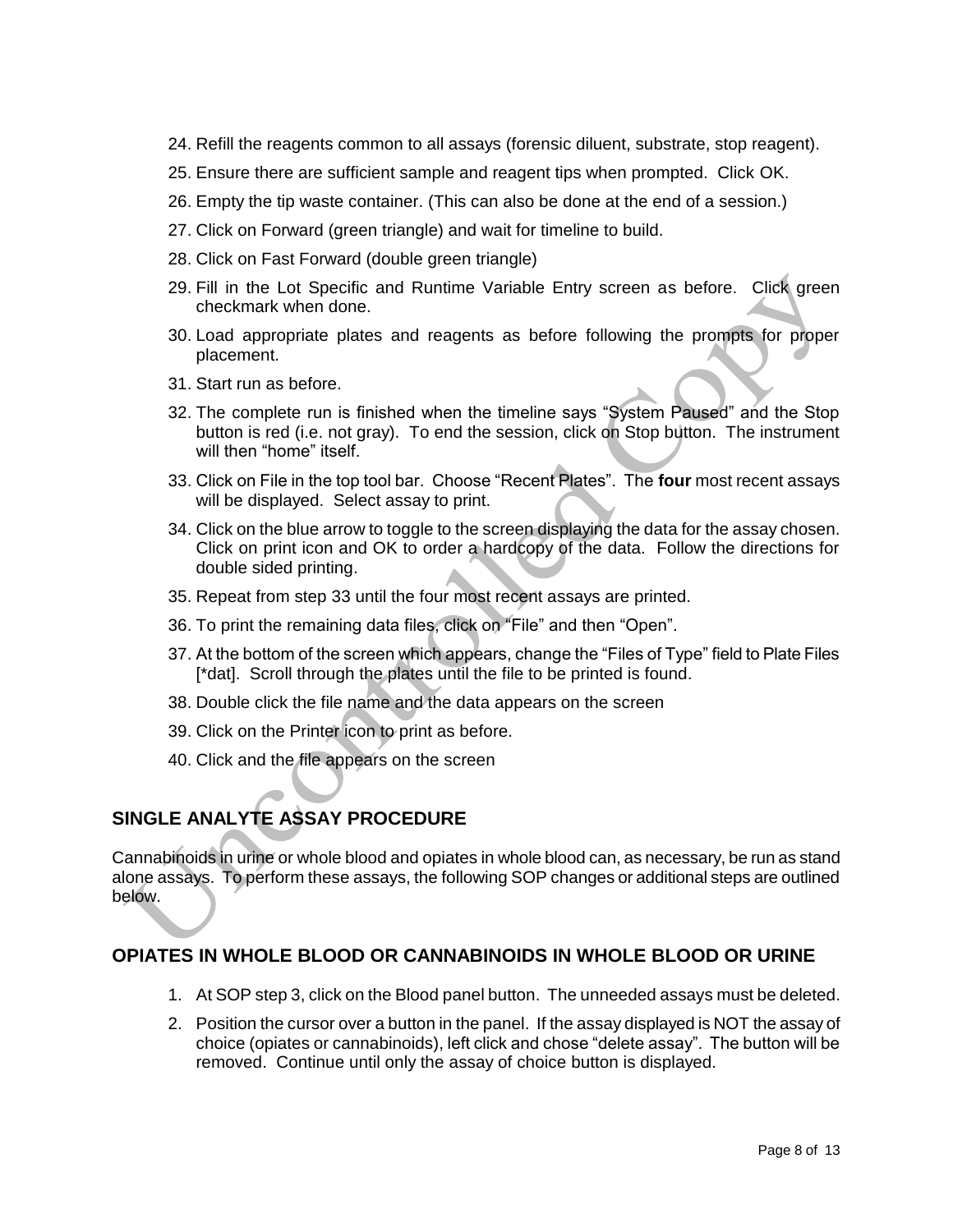24. Refill the reagents common to all assays (forensic diluent, substrate, stop reagent).
25. Ensure there are sufficient sample and reagent tips when prompted. Click OK.
26. Empty the tip waste container. (This can also be done at the end of a session.)
27. Click on Forward (green triangle) and wait for timeline to build.
28. Click on Fast Forward (double green triangle)
29. Fill in the Lot Specific and Runtime Variable Entry screen as before. Click green checkmark when done.
30. Load appropriate plates and reagents as before following the prompts for proper placement.
31. Start run as before.
32. The complete run is finished when the timeline says "System Paused" and the Stop button is red (i.e. not gray). To end the session, click on Stop button. The instrument will then "home" itself.
33. Click on File in the top tool bar. Choose "Recent Plates". The **four** most recent assays will be displayed. Select assay to print.
34. Click on the blue arrow to toggle to the screen displaying the data for the assay chosen. Click on print icon and OK to order a hardcopy of the data. Follow the directions for double sided printing.
35. Repeat from step 33 until the four most recent assays are printed.
36. To print the remaining data files, click on "File" and then "Open".
37. At the bottom of the screen which appears, change the "Files of Type" field to Plate Files [*dat]. Scroll through the plates until the file to be printed is found.
38. Double click the file name and the data appears on the screen
39. Click on the Printer icon to print as before.
40. Click and the file appears on the screen

## SINGLE ANALYTE ASSAY PROCEDURE

Cannabinoids in urine or whole blood and opiates in whole blood can, as necessary, be run as stand alone assays. To perform these assays, the following SOP changes or additional steps are outlined below.

## OPIATES IN WHOLE BLOOD OR CANNABINOIDS IN WHOLE BLOOD OR URINE

1. At SOP step 3, click on the Blood panel button. The unneeded assays must be deleted.
2. Position the cursor over a button in the panel. If the assay displayed is NOT the assay of choice (opiates or cannabinoids), left click and chose "delete assay". The button will be removed. Continue until only the assay of choice button is displayed.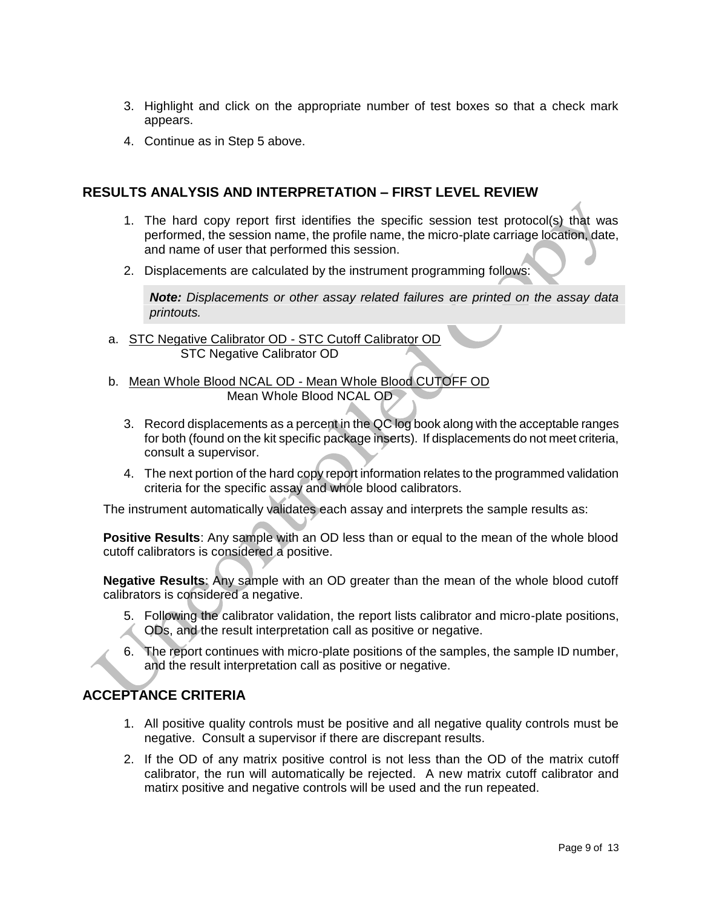3. Highlight and click on the appropriate number of test boxes so that a check mark appears.
4. Continue as in Step 5 above.

## RESULTS ANALYSIS AND INTERPRETATION – FIRST LEVEL REVIEW

1. The hard copy report first identifies the specific session test protocol(s) that was performed, the session name, the profile name, the micro-plate carriage location, date, and name of user that performed this session.
2. Displacements are calculated by the instrument programming follows:

> ***Note:*** *Displacements or other assay related failures are printed on the assay data printouts.*

a. $\dfrac{\text{STC Negative Calibrator OD - STC Cutoff Calibrator OD}}{\text{STC Negative Calibrator OD}}$

b. $\dfrac{\text{Mean Whole Blood NCAL OD - Mean Whole Blood CUTOFF OD}}{\text{Mean Whole Blood NCAL OD}}$

3. Record displacements as a percent in the QC log book along with the acceptable ranges for both (found on the kit specific package inserts). If displacements do not meet criteria, consult a supervisor.
4. The next portion of the hard copy report information relates to the programmed validation criteria for the specific assay and whole blood calibrators.

The instrument automatically validates each assay and interprets the sample results as:

**Positive Results**: Any sample with an OD less than or equal to the mean of the whole blood cutoff calibrators is considered a positive.

**Negative Results**: Any sample with an OD greater than the mean of the whole blood cutoff calibrators is considered a negative.

5. Following the calibrator validation, the report lists calibrator and micro-plate positions, ODs, and the result interpretation call as positive or negative.
6. The report continues with micro-plate positions of the samples, the sample ID number, and the result interpretation call as positive or negative.

## ACCEPTANCE CRITERIA

1. All positive quality controls must be positive and all negative quality controls must be negative. Consult a supervisor if there are discrepant results.
2. If the OD of any matrix positive control is not less than the OD of the matrix cutoff calibrator, the run will automatically be rejected. A new matrix cutoff calibrator and matirx positive and negative controls will be used and the run repeated.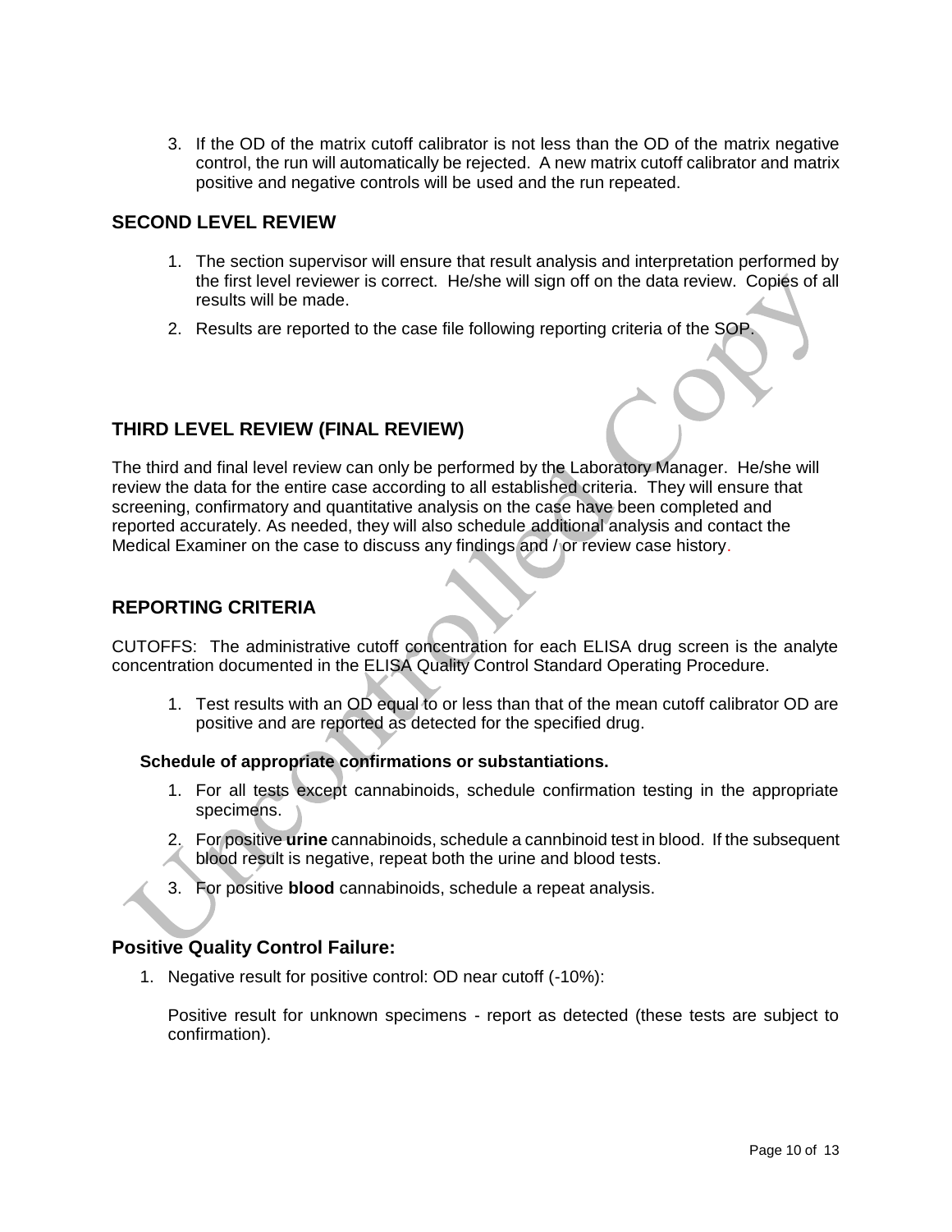3. If the OD of the matrix cutoff calibrator is not less than the OD of the matrix negative control, the run will automatically be rejected. A new matrix cutoff calibrator and matrix positive and negative controls will be used and the run repeated.

## SECOND LEVEL REVIEW

1. The section supervisor will ensure that result analysis and interpretation performed by the first level reviewer is correct. He/she will sign off on the data review. Copies of all results will be made.
2. Results are reported to the case file following reporting criteria of the SOP.

## THIRD LEVEL REVIEW (FINAL REVIEW)

The third and final level review can only be performed by the Laboratory Manager. He/she will review the data for the entire case according to all established criteria. They will ensure that screening, confirmatory and quantitative analysis on the case have been completed and reported accurately. As needed, they will also schedule additional analysis and contact the Medical Examiner on the case to discuss any findings and / or review case history.

## REPORTING CRITERIA

CUTOFFS: The administrative cutoff concentration for each ELISA drug screen is the analyte concentration documented in the ELISA Quality Control Standard Operating Procedure.

1. Test results with an OD equal to or less than that of the mean cutoff calibrator OD are positive and are reported as detected for the specified drug.

### Schedule of appropriate confirmations or substantiations.

1. For all tests except cannabinoids, schedule confirmation testing in the appropriate specimens.
2. For positive **urine** cannabinoids, schedule a cannbinoid test in blood. If the subsequent blood result is negative, repeat both the urine and blood tests.
3. For positive **blood** cannabinoids, schedule a repeat analysis.

## Positive Quality Control Failure:

1. Negative result for positive control: OD near cutoff (-10%):

   Positive result for unknown specimens - report as detected (these tests are subject to confirmation).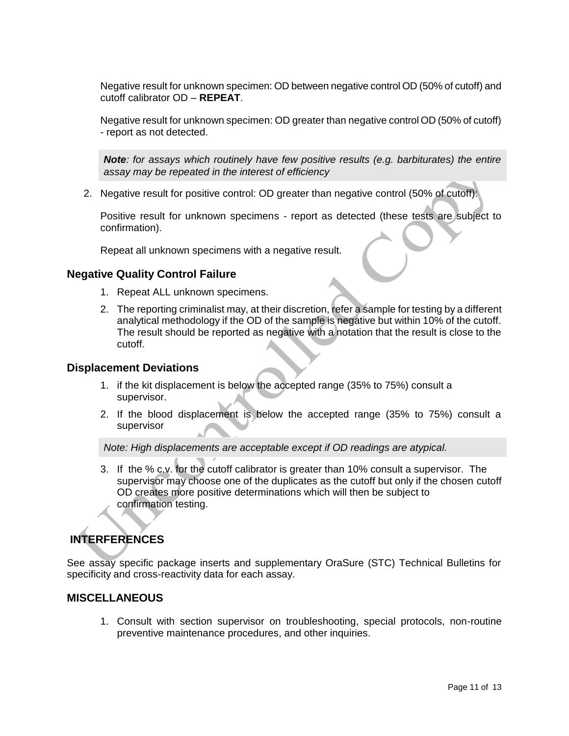Negative result for unknown specimen: OD between negative control OD (50% of cutoff) and cutoff calibrator OD – **REPEAT**.

Negative result for unknown specimen: OD greater than negative control OD (50% of cutoff) - report as not detected.

> ***Note**: for assays which routinely have few positive results (e.g. barbiturates) the entire assay may be repeated in the interest of efficiency*

2. Negative result for positive control: OD greater than negative control (50% of cutoff):

   Positive result for unknown specimens - report as detected (these tests are subject to confirmation).

   Repeat all unknown specimens with a negative result.

## Negative Quality Control Failure

1. Repeat ALL unknown specimens.
2. The reporting criminalist may, at their discretion, refer a sample for testing by a different analytical methodology if the OD of the sample is negative but within 10% of the cutoff. The result should be reported as negative with a notation that the result is close to the cutoff.

## Displacement Deviations

1. if the kit displacement is below the accepted range (35% to 75%) consult a supervisor.
2. If the blood displacement is below the accepted range (35% to 75%) consult a supervisor

> *Note: High displacements are acceptable except if OD readings are atypical.*

3. If the % c.v. for the cutoff calibrator is greater than 10% consult a supervisor. The supervisor may choose one of the duplicates as the cutoff but only if the chosen cutoff OD creates more positive determinations which will then be subject to confirmation testing.

# INTERFERENCES

See assay specific package inserts and supplementary OraSure (STC) Technical Bulletins for specificity and cross-reactivity data for each assay.

## MISCELLANEOUS

1. Consult with section supervisor on troubleshooting, special protocols, non-routine preventive maintenance procedures, and other inquiries.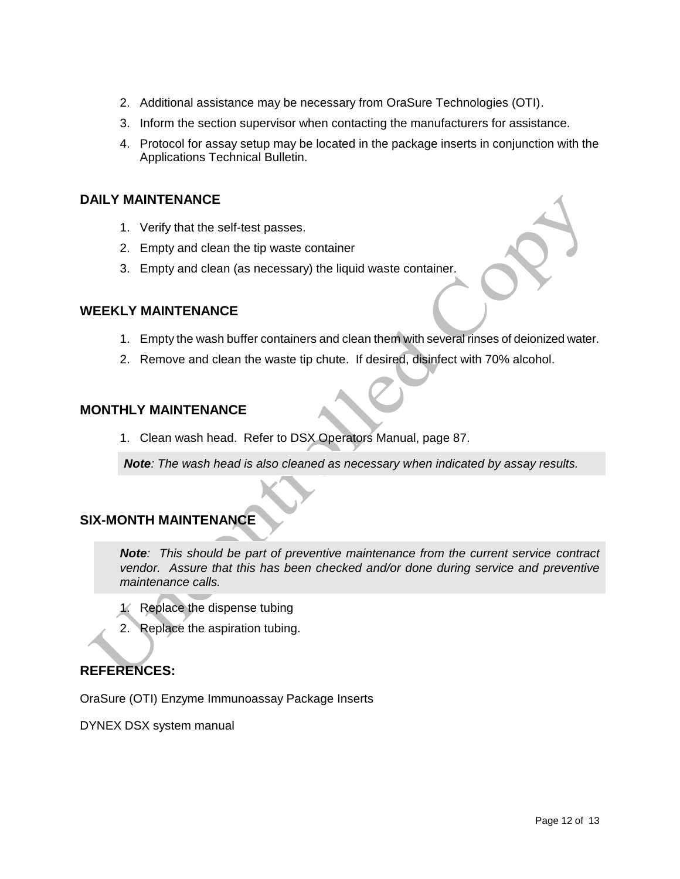2. Additional assistance may be necessary from OraSure Technologies (OTI).
3. Inform the section supervisor when contacting the manufacturers for assistance.
4. Protocol for assay setup may be located in the package inserts in conjunction with the Applications Technical Bulletin.

## DAILY MAINTENANCE

1. Verify that the self-test passes.
2. Empty and clean the tip waste container
3. Empty and clean (as necessary) the liquid waste container.

## WEEKLY MAINTENANCE

1. Empty the wash buffer containers and clean them with several rinses of deionized water.
2. Remove and clean the waste tip chute. If desired, disinfect with 70% alcohol.

## MONTHLY MAINTENANCE

1. Clean wash head. Refer to DSX Operators Manual, page 87.

***Note**: The wash head is also cleaned as necessary when indicated by assay results.*

## SIX-MONTH MAINTENANCE

***Note**: This should be part of preventive maintenance from the current service contract vendor. Assure that this has been checked and/or done during service and preventive maintenance calls.*

1. Replace the dispense tubing
2. Replace the aspiration tubing.

## REFERENCES:

OraSure (OTI) Enzyme Immunoassay Package Inserts

DYNEX DSX system manual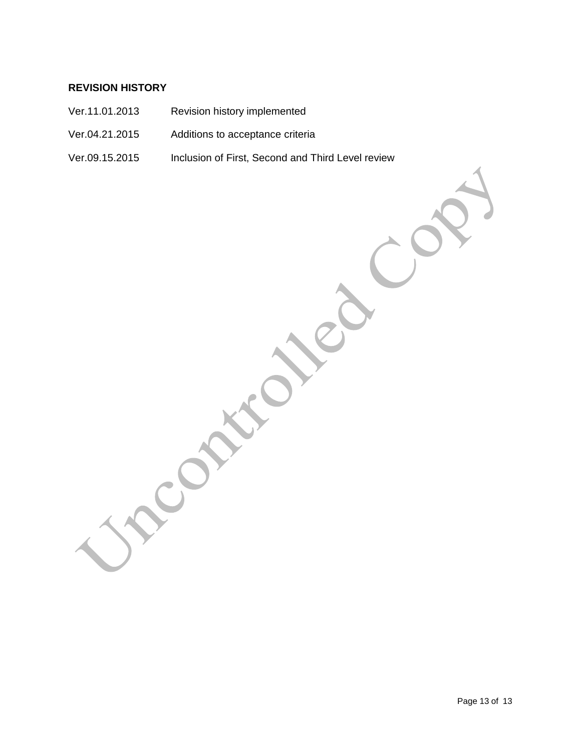**REVISION HISTORY**

| | |
|---|---|
| Ver.11.01.2013 | Revision history implemented |
| Ver.04.21.2015 | Additions to acceptance criteria |
| Ver.09.15.2015 | Inclusion of First, Second and Third Level review |